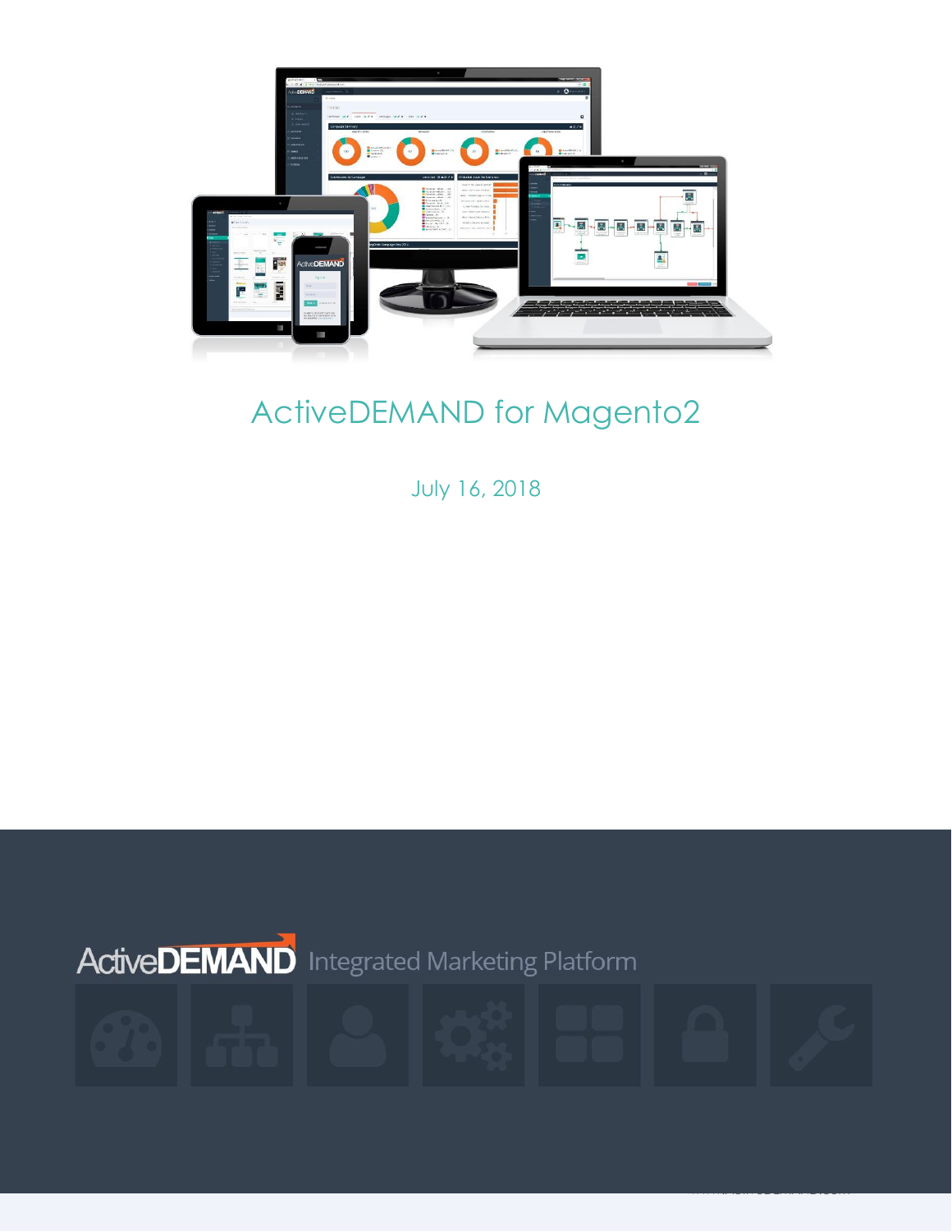# ActiveDEMAND for Magento2

July 16, 2018

ActiveDEMAND Integrated Marketing Platform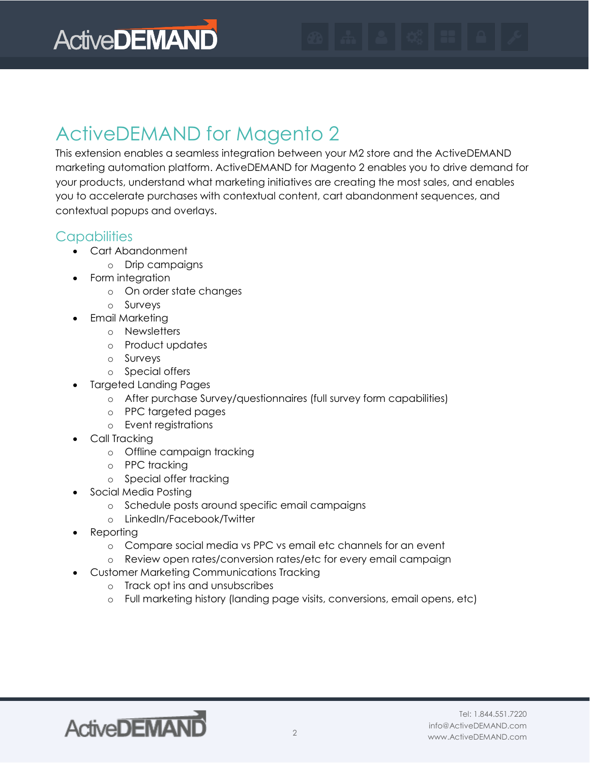# ActiveDEMAND for Magento 2

This extension enables a seamless integration between your M2 store and the ActiveDEMAND marketing automation platform. ActiveDEMAND for Magento 2 enables you to drive demand for your products, understand what marketing initiatives are creating the most sales, and enables you to accelerate purchases with contextual content, cart abandonment sequences, and contextual popups and overlays.

## Capabilities

- Cart Abandonment
  - Drip campaigns
- Form integration
  - On order state changes
  - Surveys
- Email Marketing
  - Newsletters
  - Product updates
  - Surveys
  - Special offers
- Targeted Landing Pages
  - After purchase Survey/questionnaires (full survey form capabilities)
  - PPC targeted pages
  - Event registrations
- Call Tracking
  - Offline campaign tracking
  - PPC tracking
  - Special offer tracking
- Social Media Posting
  - Schedule posts around specific email campaigns
  - LinkedIn/Facebook/Twitter
- Reporting
  - Compare social media vs PPC vs email etc channels for an event
  - Review open rates/conversion rates/etc for every email campaign
- Customer Marketing Communications Tracking
  - Track opt ins and unsubscribes
  - Full marketing history (landing page visits, conversions, email opens, etc)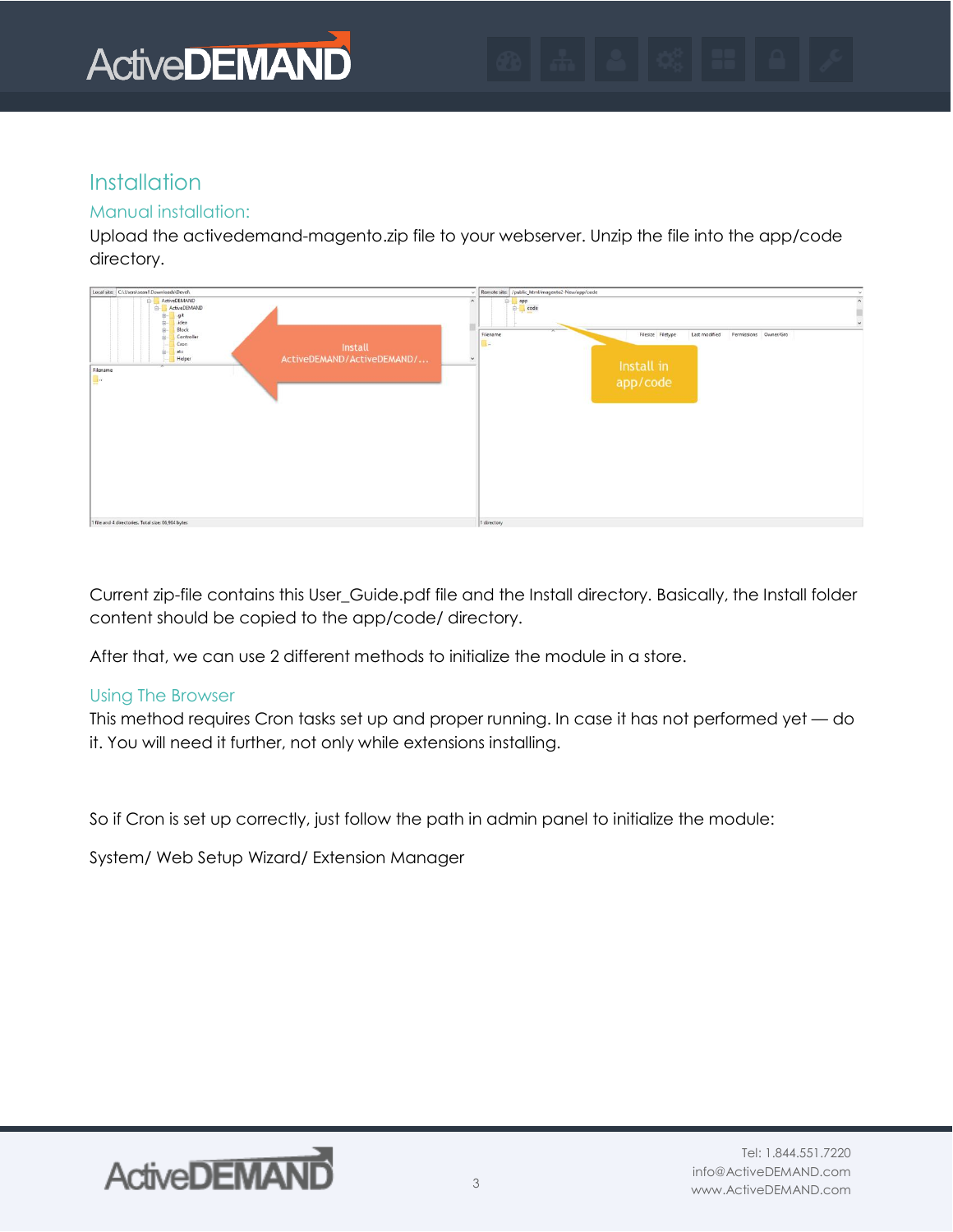## Installation

### Manual installation:

Upload the activedemand-magento.zip file to your webserver. Unzip the file into the app/code directory.

Current zip-file contains this User_Guide.pdf file and the Install directory. Basically, the Install folder content should be copied to the app/code/ directory.

After that, we can use 2 different methods to initialize the module in a store.

### Using The Browser

This method requires Cron tasks set up and proper running. In case it has not performed yet — do it. You will need it further, not only while extensions installing.

So if Cron is set up correctly, just follow the path in admin panel to initialize the module:

System/ Web Setup Wizard/ Extension Manager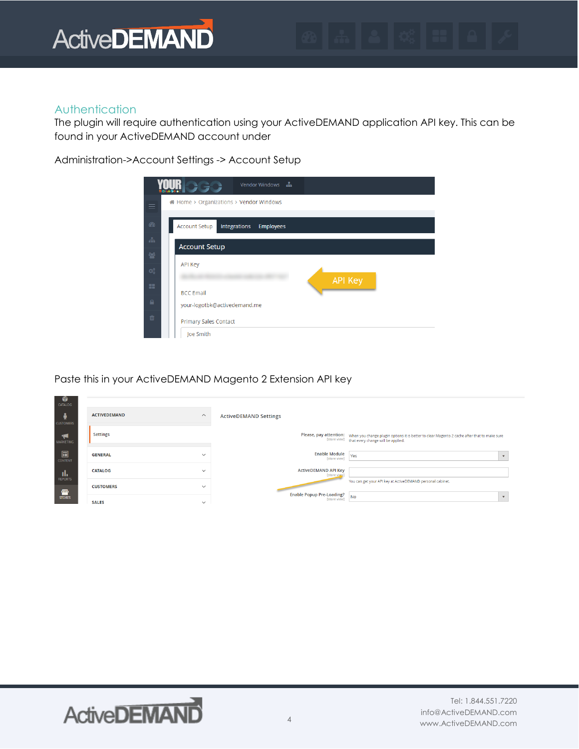## Authentication

The plugin will require authentication using your ActiveDEMAND application API key. This can be found in your ActiveDEMAND account under

Administration->Account Settings -> Account Setup

Paste this in your ActiveDEMAND Magento 2 Extension API key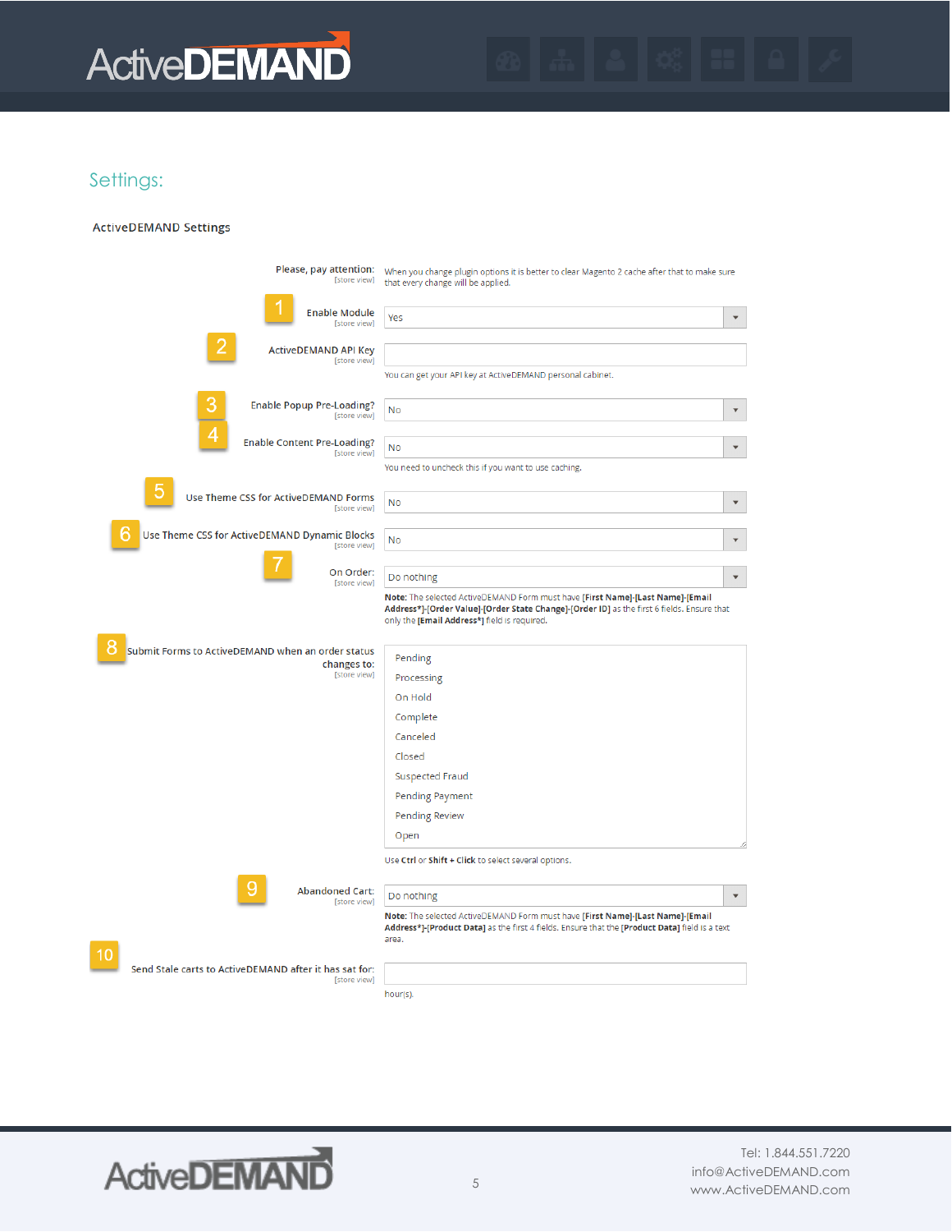## Settings:

### ActiveDEMAND Settings

**Please, pay attention:** [store view]
When you change plugin options it is better to clear Magento 2 cache after that to make sure that every change will be applied.

1. **Enable Module** [store view]: Yes

2. **ActiveDEMAND API Key** [store view]:
You can get your API key at ActiveDEMAND personal cabinet.

3. **Enable Popup Pre-Loading?** [store view]: No

4. **Enable Content Pre-Loading?** [store view]: No
You need to uncheck this if you want to use caching.

5. **Use Theme CSS for ActiveDEMAND Forms** [store view]: No

6. **Use Theme CSS for ActiveDEMAND Dynamic Blocks** [store view]: No

7. **On Order:** [store view]: Do nothing
**Note:** The selected ActiveDEMAND Form must have **[First Name]-[Last Name]-[Email Address*]-[Order Value]-[Order State Change]-[Order ID]** as the first 6 fields. Ensure that only the **[Email Address*]** field is required.

8. **Submit Forms to ActiveDEMAND when an order status changes to:** [store view]
   - Pending
   - Processing
   - On Hold
   - Complete
   - Canceled
   - Closed
   - Suspected Fraud
   - Pending Payment
   - Pending Review
   - Open

   Use **Ctrl** or **Shift + Click** to select several options.

9. **Abandoned Cart:** [store view]: Do nothing
**Note:** The selected ActiveDEMAND Form must have **[First Name]-[Last Name]-[Email Address*]-[Product Data]** as the first 4 fields. Ensure that the **[Product Data]** field is a text area.

10. **Send Stale carts to ActiveDEMAND after it has sat for:** [store view]
hour(s).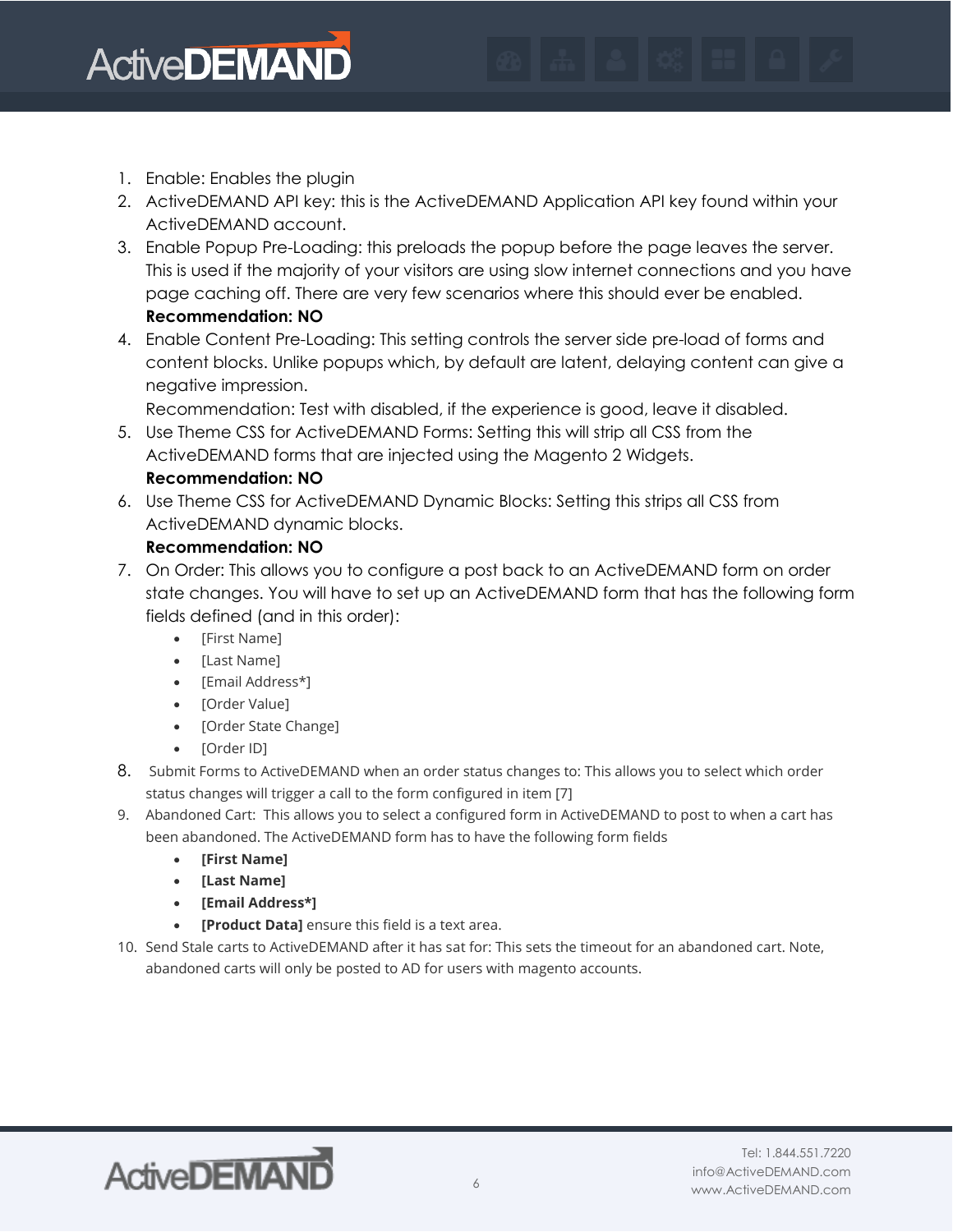1. Enable: Enables the plugin
2. ActiveDEMAND API key: this is the ActiveDEMAND Application API key found within your ActiveDEMAND account.
3. Enable Popup Pre-Loading: this preloads the popup before the page leaves the server. This is used if the majority of your visitors are using slow internet connections and you have page caching off. There are very few scenarios where this should ever be enabled.
   **Recommendation: NO**
4. Enable Content Pre-Loading: This setting controls the server side pre-load of forms and content blocks. Unlike popups which, by default are latent, delaying content can give a negative impression.
   Recommendation: Test with disabled, if the experience is good, leave it disabled.
5. Use Theme CSS for ActiveDEMAND Forms: Setting this will strip all CSS from the ActiveDEMAND forms that are injected using the Magento 2 Widgets.
   **Recommendation: NO**
6. Use Theme CSS for ActiveDEMAND Dynamic Blocks: Setting this strips all CSS from ActiveDEMAND dynamic blocks.
   **Recommendation: NO**
7. On Order: This allows you to configure a post back to an ActiveDEMAND form on order state changes. You will have to set up an ActiveDEMAND form that has the following form fields defined (and in this order):
   - [First Name]
   - [Last Name]
   - [Email Address*]
   - [Order Value]
   - [Order State Change]
   - [Order ID]
8. Submit Forms to ActiveDEMAND when an order status changes to: This allows you to select which order status changes will trigger a call to the form configured in item [7]
9. Abandoned Cart: This allows you to select a configured form in ActiveDEMAND to post to when a cart has been abandoned. The ActiveDEMAND form has to have the following form fields
   - **[First Name]**
   - **[Last Name]**
   - **[Email Address*]**
   - **[Product Data]** ensure this field is a text area.
10. Send Stale carts to ActiveDEMAND after it has sat for: This sets the timeout for an abandoned cart. Note, abandoned carts will only be posted to AD for users with magento accounts.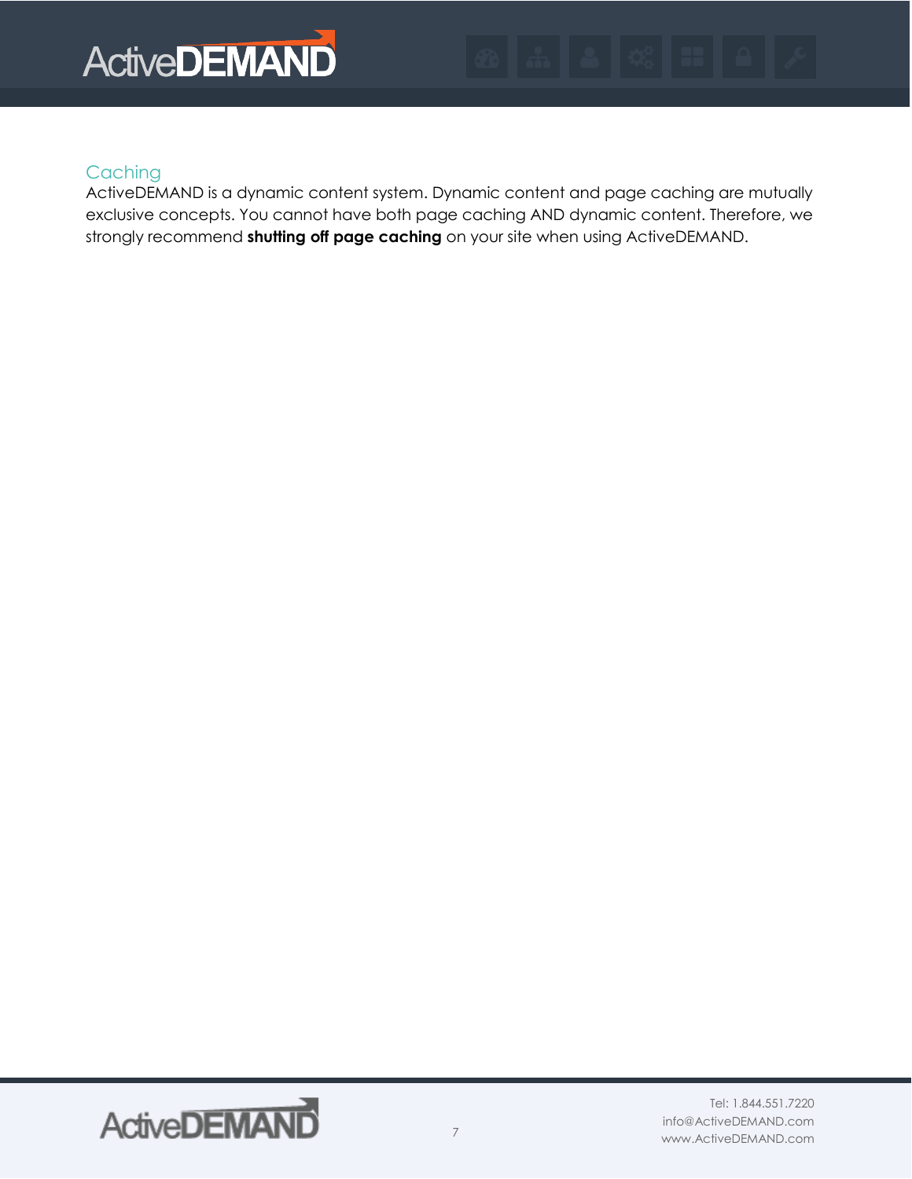## Caching

ActiveDEMAND is a dynamic content system. Dynamic content and page caching are mutually exclusive concepts. You cannot have both page caching AND dynamic content. Therefore, we strongly recommend **shutting off page caching** on your site when using ActiveDEMAND.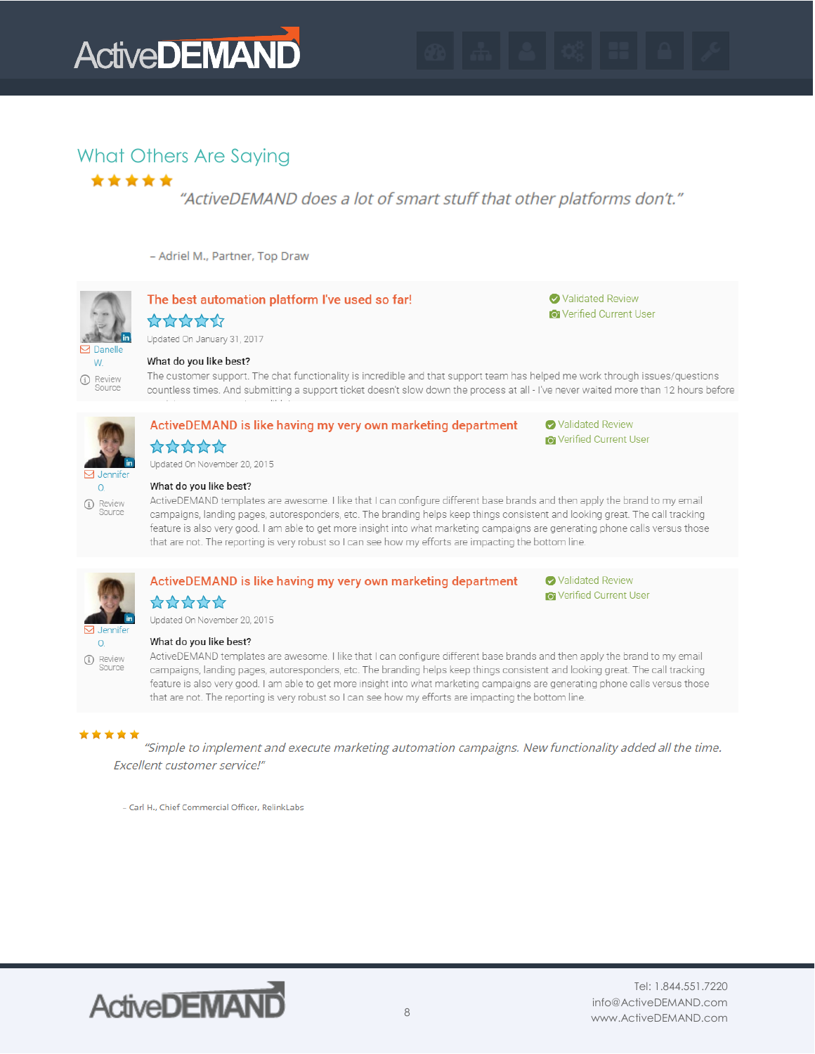## What Others Are Saying

★★★★★

*"ActiveDEMAND does a lot of smart stuff that other platforms don't."*

– Adriel M., Partner, Top Draw

---

**The best automation platform I've used so far!**

Validated Review
Verified Current User

Danelle W.
Review Source

Updated On January 31, 2017

**What do you like best?**

The customer support. The chat functionality is incredible and that support team has helped me work through issues/questions countless times. And submitting a support ticket doesn't slow down the process at all - I've never waited more than 12 hours before

---

**ActiveDEMAND is like having my very own marketing department**

Validated Review
Verified Current User

Jennifer O.
Review Source

Updated On November 20, 2015

**What do you like best?**

ActiveDEMAND templates are awesome. I like that I can configure different base brands and then apply the brand to my email campaigns, landing pages, autoresponders, etc. The branding helps keep things consistent and looking great. The call tracking feature is also very good. I am able to get more insight into what marketing campaigns are generating phone calls versus those that are not. The reporting is very robust so I can see how my efforts are impacting the bottom line.

---

**ActiveDEMAND is like having my very own marketing department**

Validated Review
Verified Current User

Jennifer O.
Review Source

Updated On November 20, 2015

**What do you like best?**

ActiveDEMAND templates are awesome. I like that I can configure different base brands and then apply the brand to my email campaigns, landing pages, autoresponders, etc. The branding helps keep things consistent and looking great. The call tracking feature is also very good. I am able to get more insight into what marketing campaigns are generating phone calls versus those that are not. The reporting is very robust so I can see how my efforts are impacting the bottom line.

---

★★★★★

*"Simple to implement and execute marketing automation campaigns. New functionality added all the time. Excellent customer service!"*

– Carl H., Chief Commercial Officer, RelinkLabs

Tel: 1.844.551.7220
info@ActiveDEMAND.com
www.ActiveDEMAND.com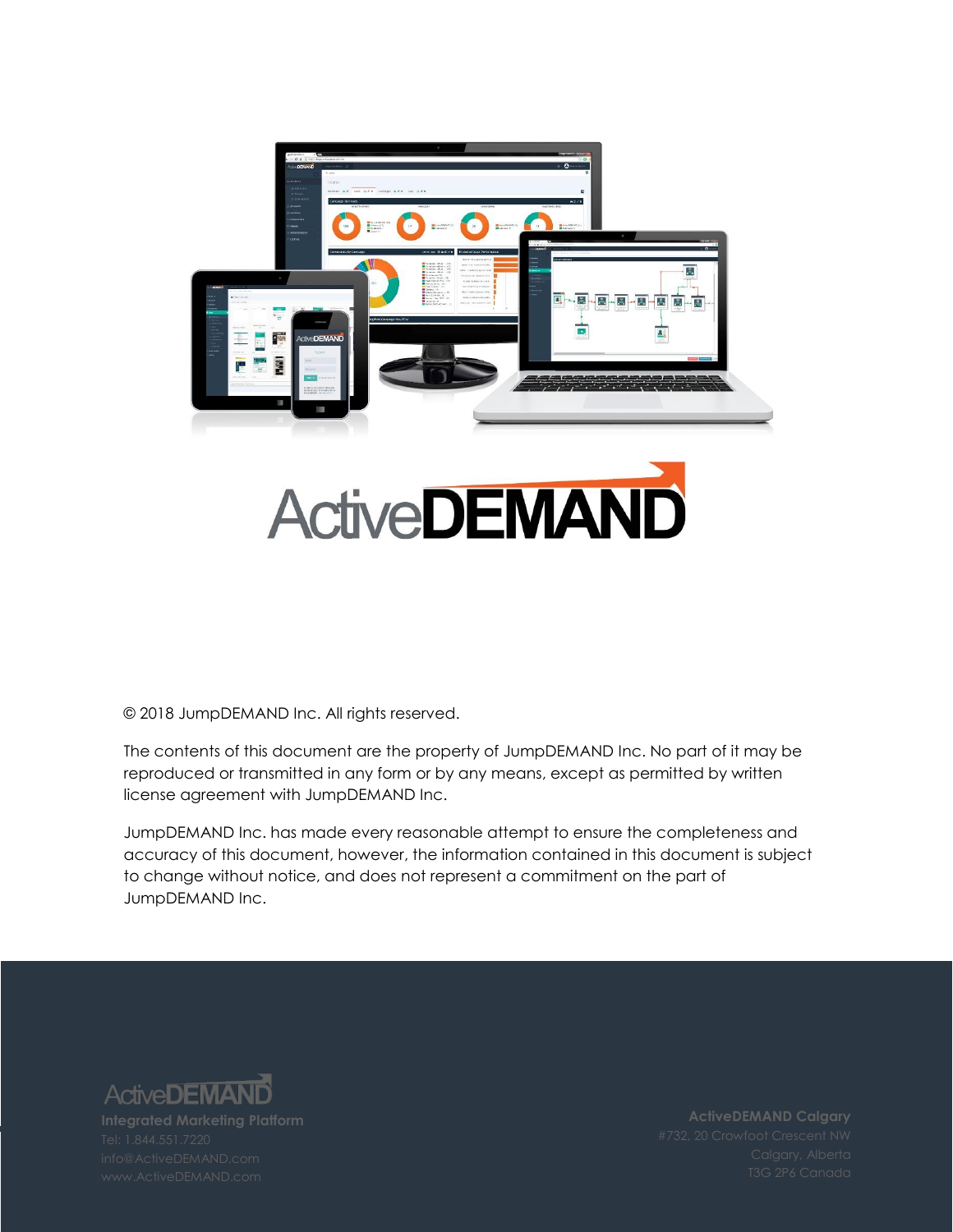ActiveDEMAND

© 2018 JumpDEMAND Inc. All rights reserved.

The contents of this document are the property of JumpDEMAND Inc. No part of it may be reproduced or transmitted in any form or by any means, except as permitted by written license agreement with JumpDEMAND Inc.

JumpDEMAND Inc. has made every reasonable attempt to ensure the completeness and accuracy of this document, however, the information contained in this document is subject to change without notice, and does not represent a commitment on the part of JumpDEMAND Inc.

ActiveDEMAND

**Integrated Marketing Platform**
Tel: 1.844.551.7220
info@ActiveDEMAND.com
www.ActiveDEMAND.com

**ActiveDEMAND Calgary**
#732, 20 Crowfoot Crescent NW
Calgary, Alberta
T3G 2P6 Canada